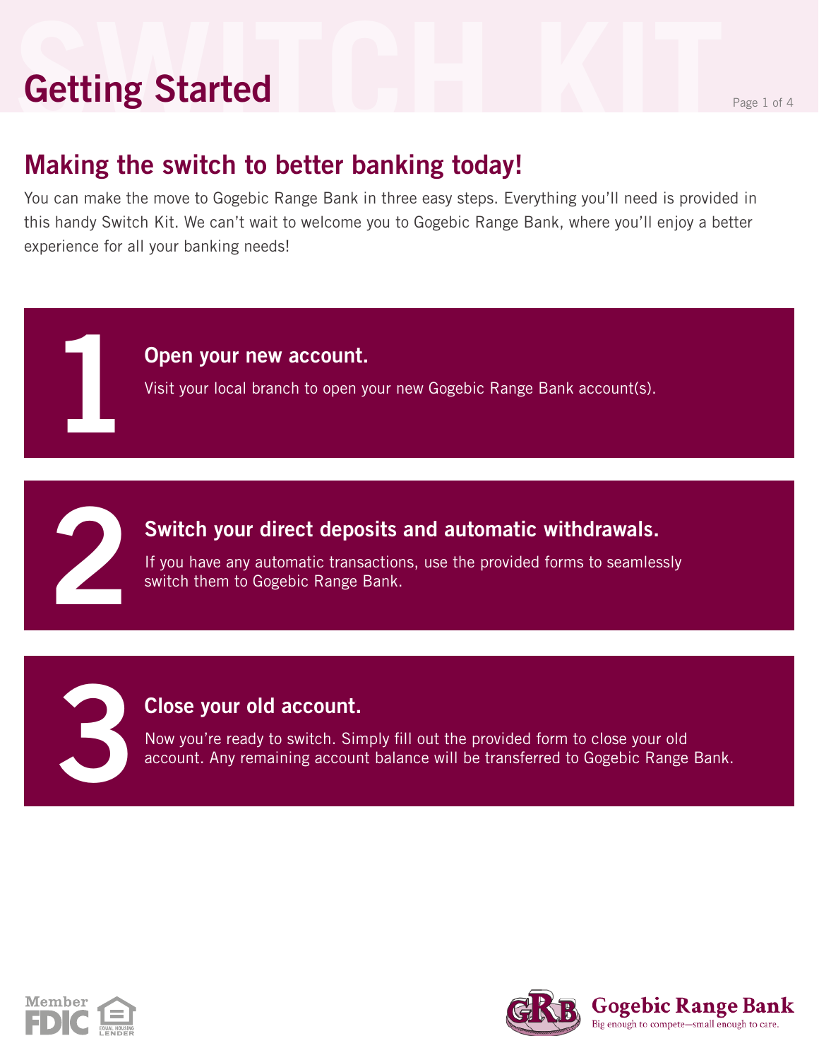# Getting Started

## Making the switch to better banking today!

You can make the move to Gogebic Range Bank in three easy steps. Everything you'll need is provided in this handy Switch Kit. We can't wait to welcome you to Gogebic Range Bank, where you'll enjoy a better experience for all your banking needs!

### 1 Open your new account.

Visit your local branch to open your new Gogebic Range Bank account(s).

### 2 Switch your direct deposits and automatic withdrawals.

If you have any automatic transactions, use the provided forms to seamlessly switch them to Gogebic Range Bank.

### 3 Close your old account.

Now you're ready to switch. Simply fill out the provided form to close your old account. Any remaining account balance will be transferred to Gogebic Range Bank.

Member FDIC | Equal Housing Lender

Gogebic Range Bank
Big enough to compete—small enough to care.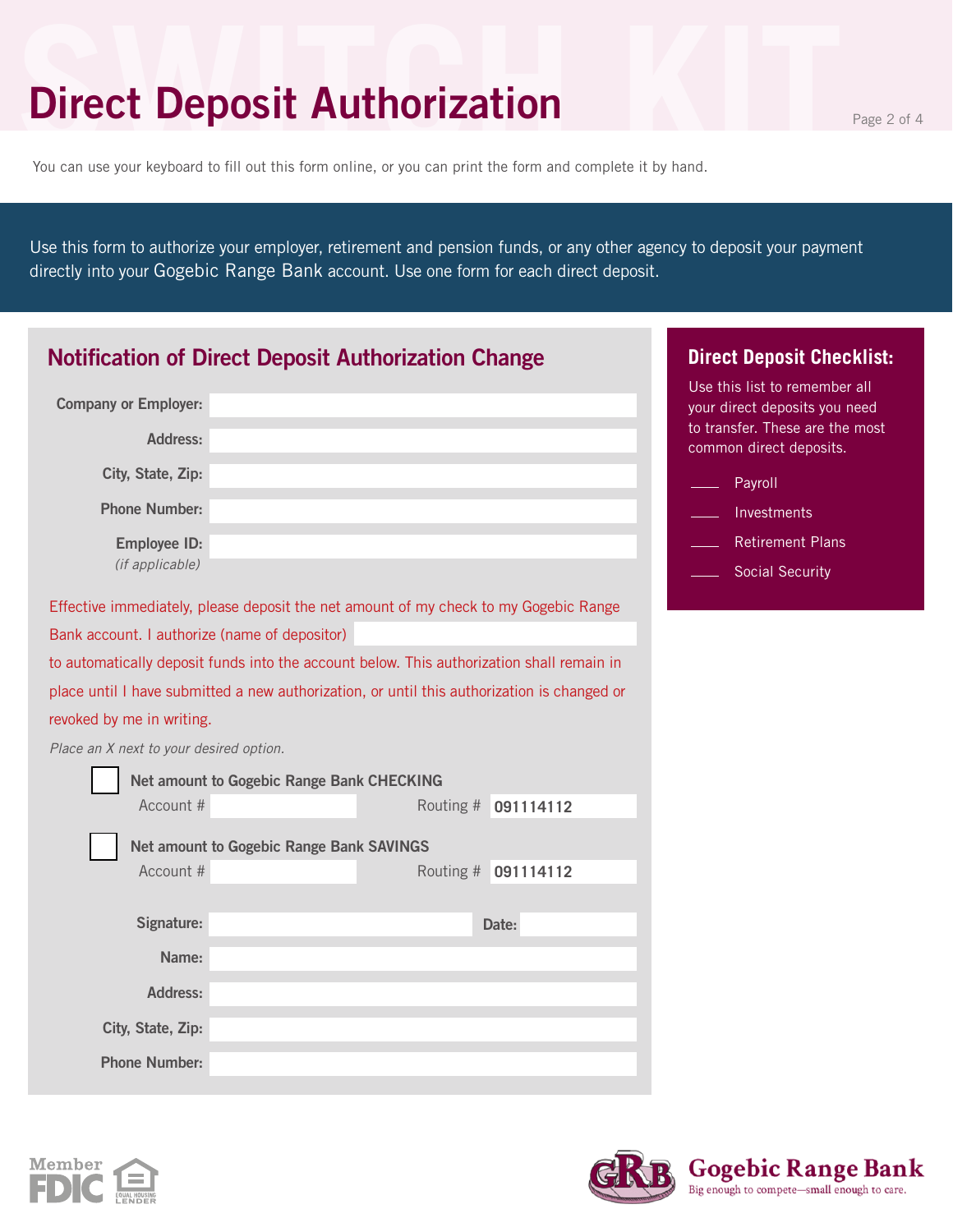# Direct Deposit Authorization

You can use your keyboard to fill out this form online, or you can print the form and complete it by hand.

Use this form to authorize your employer, retirement and pension funds, or any other agency to deposit your payment directly into your Gogebic Range Bank account. Use one form for each direct deposit.

## Notification of Direct Deposit Authorization Change

**Company or Employer:** ______________________

**Address:** ______________________

**City, State, Zip:** ______________________

**Phone Number:** ______________________

**Employee ID:** ______________________
*(if applicable)*

Effective immediately, please deposit the net amount of my check to my Gogebic Range Bank account. I authorize (name of depositor) ______________________ to automatically deposit funds into the account below. This authorization shall remain in place until I have submitted a new authorization, or until this authorization is changed or revoked by me in writing.

*Place an X next to your desired option.*

☐ **Net amount to Gogebic Range Bank CHECKING**
Account # ______________ Routing # **091114112**

☐ **Net amount to Gogebic Range Bank SAVINGS**
Account # ______________ Routing # **091114112**

**Signature:** ______________________ **Date:** __________

**Name:** ______________________

**Address:** ______________________

**City, State, Zip:** ______________________

**Phone Number:** ______________________

## Direct Deposit Checklist:

Use this list to remember all your direct deposits you need to transfer. These are the most common direct deposits.

____ Payroll

____ Investments

____ Retirement Plans

____ Social Security

Member FDIC — Equal Housing Lender

Gogebic Range Bank — Big enough to compete—small enough to care.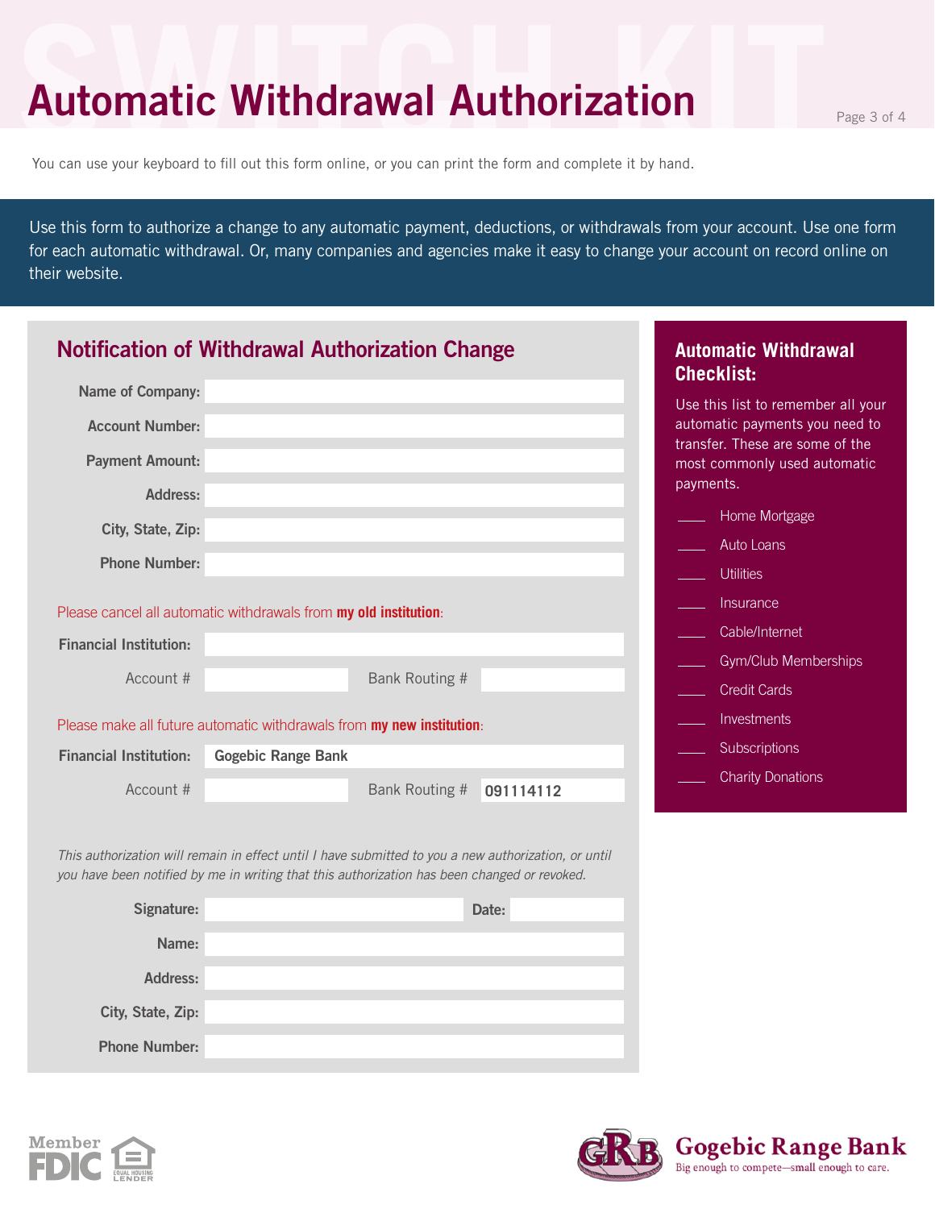# Automatic Withdrawal Authorization

You can use your keyboard to fill out this form online, or you can print the form and complete it by hand.

Use this form to authorize a change to any automatic payment, deductions, or withdrawals from your account. Use one form for each automatic withdrawal. Or, many companies and agencies make it easy to change your account on record online on their website.

## Notification of Withdrawal Authorization Change

**Name of Company:** ____________________

**Account Number:** ____________________

**Payment Amount:** ____________________

**Address:** ____________________

**City, State, Zip:** ____________________

**Phone Number:** ____________________

Please cancel all automatic withdrawals from **my old institution**:

**Financial Institution:** ____________________

Account # ____________ Bank Routing # ____________

Please make all future automatic withdrawals from **my new institution**:

**Financial Institution:** Gogebic Range Bank

Account # ____________ Bank Routing # 091114112

*This authorization will remain in effect until I have submitted to you a new authorization, or until you have been notified by me in writing that this authorization has been changed or revoked.*

**Signature:** ____________________ **Date:** ____________

**Name:** ____________________

**Address:** ____________________

**City, State, Zip:** ____________________

**Phone Number:** ____________________

## Automatic Withdrawal Checklist:

Use this list to remember all your automatic payments you need to transfer. These are some of the most commonly used automatic payments.

- ____ Home Mortgage
- ____ Auto Loans
- ____ Utilities
- ____ Insurance
- ____ Cable/Internet
- ____ Gym/Club Memberships
- ____ Credit Cards
- ____ Investments
- ____ Subscriptions
- ____ Charity Donations

Member FDIC | Equal Housing Lender

Gogebic Range Bank — Big enough to compete—small enough to care.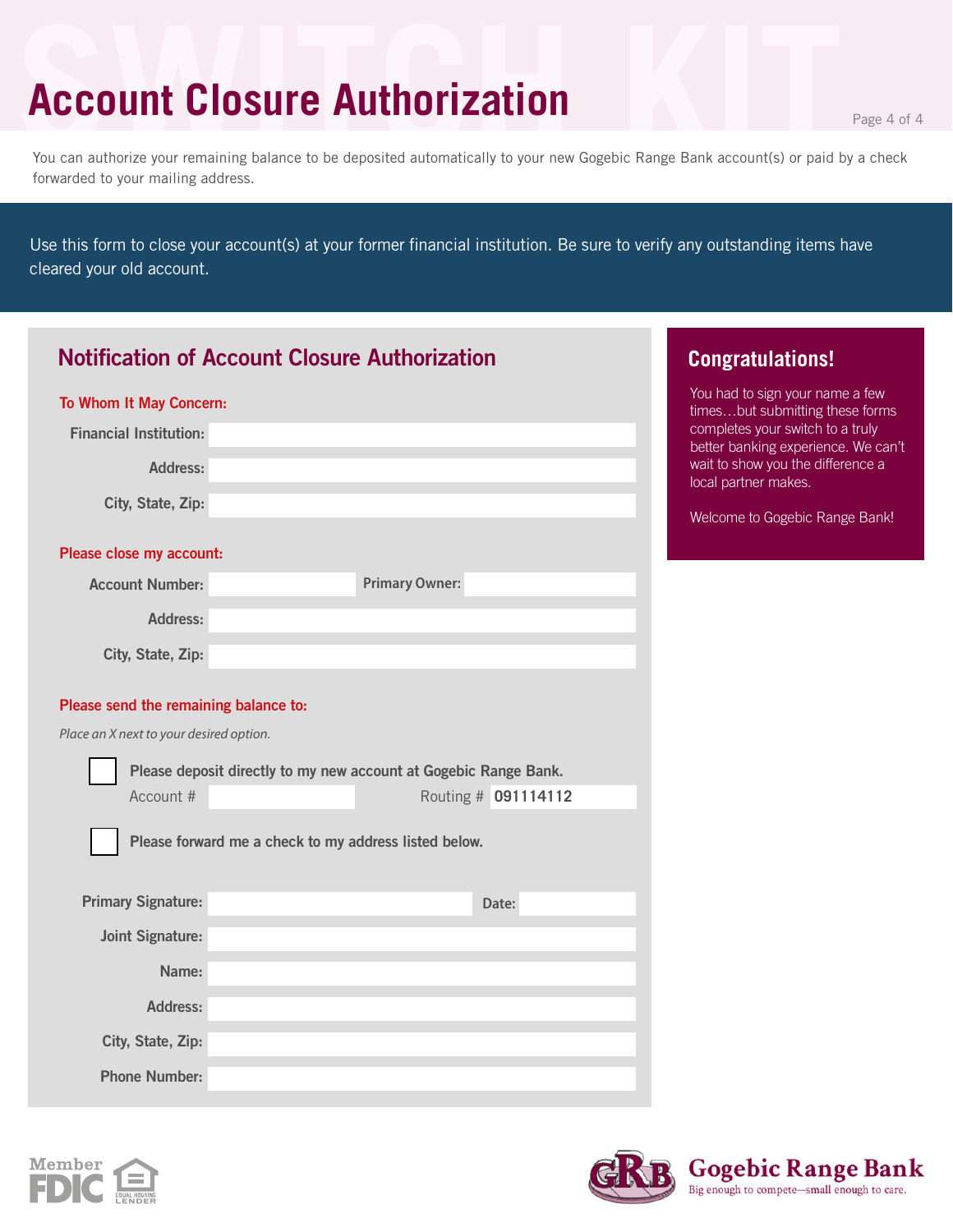# Account Closure Authorization

You can authorize your remaining balance to be deposited automatically to your new Gogebic Range Bank account(s) or paid by a check forwarded to your mailing address.

Use this form to close your account(s) at your former financial institution. Be sure to verify any outstanding items have cleared your old account.

## Notification of Account Closure Authorization

**To Whom It May Concern:**

**Financial Institution:**

**Address:**

**City, State, Zip:**

**Please close my account:**

**Account Number:** **Primary Owner:**

**Address:**

**City, State, Zip:**

**Please send the remaining balance to:**

*Place an X next to your desired option.*

☐ **Please deposit directly to my new account at Gogebic Range Bank.**
Account # Routing # **091114112**

☐ **Please forward me a check to my address listed below.**

**Primary Signature:** **Date:**

**Joint Signature:**

**Name:**

**Address:**

**City, State, Zip:**

**Phone Number:**

## Congratulations!

You had to sign your name a few times…but submitting these forms completes your switch to a truly better banking experience. We can't wait to show you the difference a local partner makes.

Welcome to Gogebic Range Bank!

Member FDIC Equal Housing Lender

Gogebic Range Bank
Big enough to compete—small enough to care.